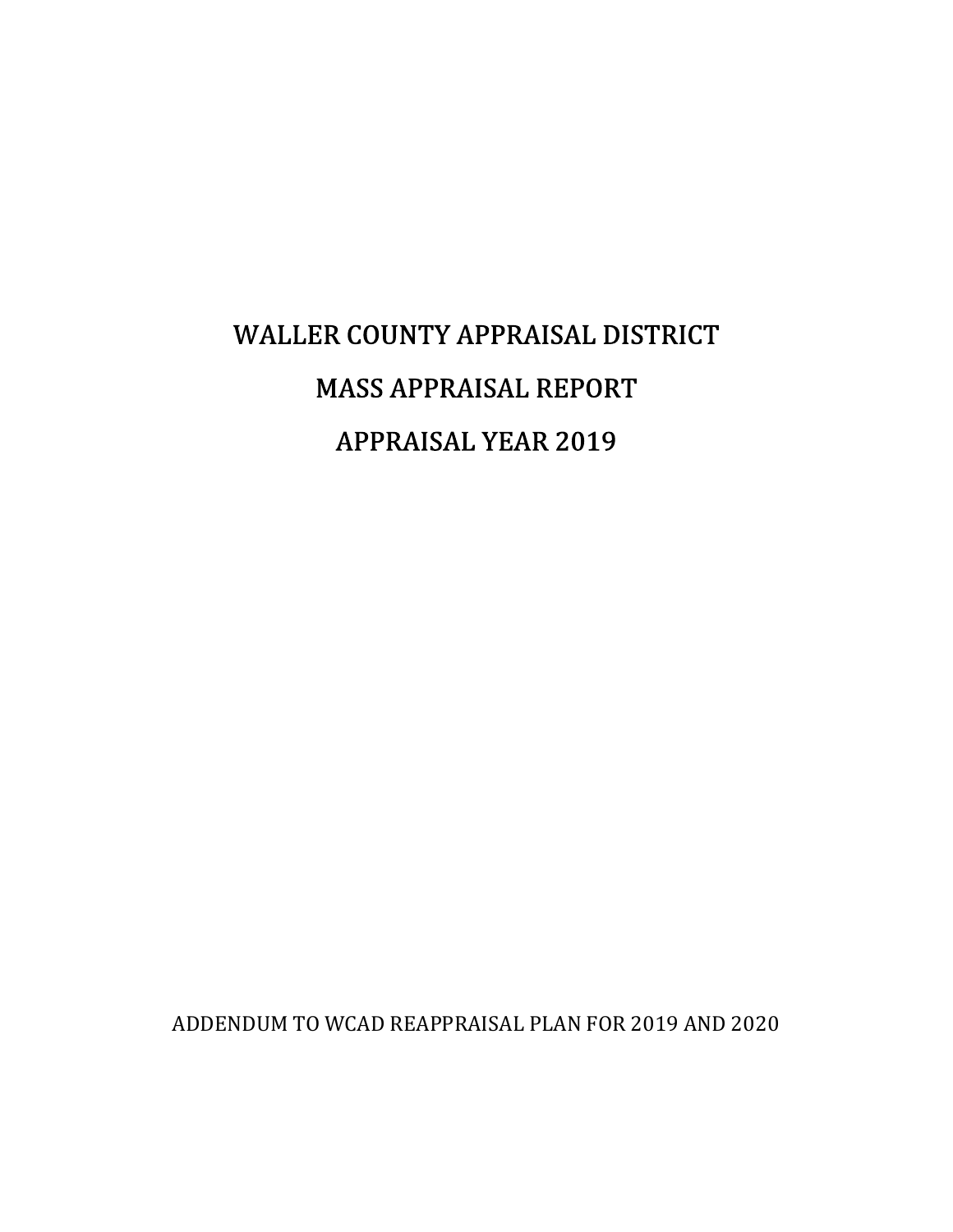# WALLER COUNTY APPRAISAL DISTRICT

# MASS APPRAISAL REPORT

# APPRAISAL YEAR 2019

ADDENDUM TO WCAD REAPPRAISAL PLAN FOR 2019 AND 2020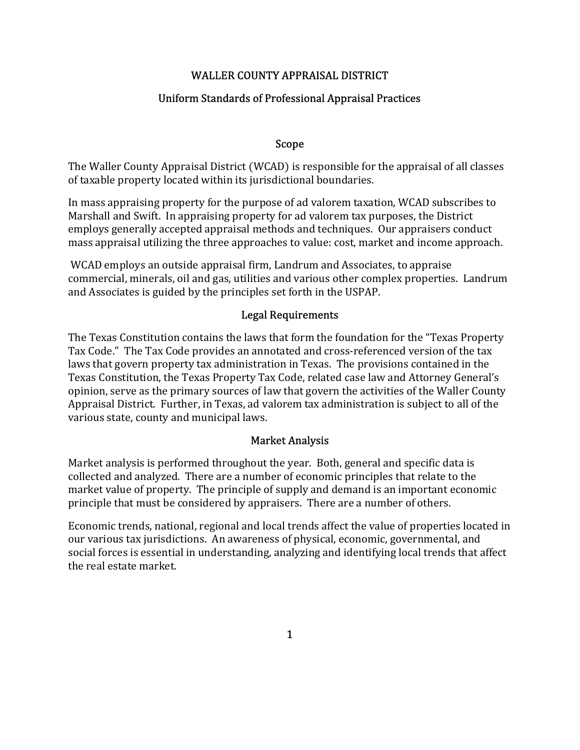# WALLER COUNTY APPRAISAL DISTRICT

## Uniform Standards of Professional Appraisal Practices

### Scope

The Waller County Appraisal District (WCAD) is responsible for the appraisal of all classes of taxable property located within its jurisdictional boundaries.

In mass appraising property for the purpose of ad valorem taxation, WCAD subscribes to Marshall and Swift. In appraising property for ad valorem tax purposes, the District employs generally accepted appraisal methods and techniques. Our appraisers conduct mass appraisal utilizing the three approaches to value: cost, market and income approach.

WCAD employs an outside appraisal firm, Landrum and Associates, to appraise commercial, minerals, oil and gas, utilities and various other complex properties. Landrum and Associates is guided by the principles set forth in the USPAP.

### Legal Requirements

The Texas Constitution contains the laws that form the foundation for the "Texas Property Tax Code." The Tax Code provides an annotated and cross-referenced version of the tax laws that govern property tax administration in Texas. The provisions contained in the Texas Constitution, the Texas Property Tax Code, related case law and Attorney General's opinion, serve as the primary sources of law that govern the activities of the Waller County Appraisal District. Further, in Texas, ad valorem tax administration is subject to all of the various state, county and municipal laws.

### Market Analysis

Market analysis is performed throughout the year. Both, general and specific data is collected and analyzed. There are a number of economic principles that relate to the market value of property. The principle of supply and demand is an important economic principle that must be considered by appraisers. There are a number of others.

Economic trends, national, regional and local trends affect the value of properties located in our various tax jurisdictions. An awareness of physical, economic, governmental, and social forces is essential in understanding, analyzing and identifying local trends that affect the real estate market.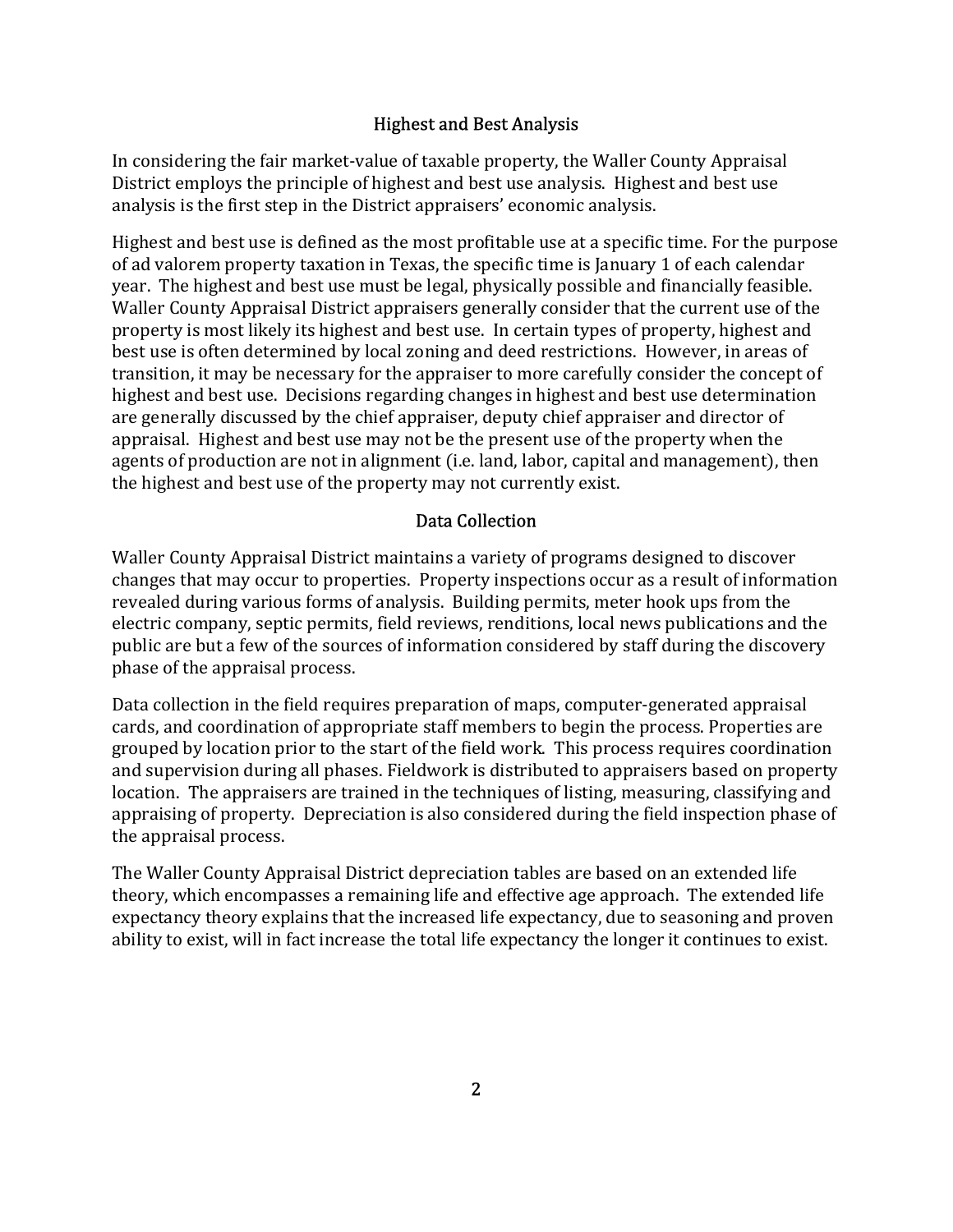## Highest and Best Analysis

In considering the fair market-value of taxable property, the Waller County Appraisal District employs the principle of highest and best use analysis. Highest and best use analysis is the first step in the District appraisers' economic analysis.

Highest and best use is defined as the most profitable use at a specific time. For the purpose of ad valorem property taxation in Texas, the specific time is January 1 of each calendar year. The highest and best use must be legal, physically possible and financially feasible. Waller County Appraisal District appraisers generally consider that the current use of the property is most likely its highest and best use. In certain types of property, highest and best use is often determined by local zoning and deed restrictions. However, in areas of transition, it may be necessary for the appraiser to more carefully consider the concept of highest and best use. Decisions regarding changes in highest and best use determination are generally discussed by the chief appraiser, deputy chief appraiser and director of appraisal. Highest and best use may not be the present use of the property when the agents of production are not in alignment (i.e. land, labor, capital and management), then the highest and best use of the property may not currently exist.

## Data Collection

Waller County Appraisal District maintains a variety of programs designed to discover changes that may occur to properties. Property inspections occur as a result of information revealed during various forms of analysis. Building permits, meter hook ups from the electric company, septic permits, field reviews, renditions, local news publications and the public are but a few of the sources of information considered by staff during the discovery phase of the appraisal process.

Data collection in the field requires preparation of maps, computer-generated appraisal cards, and coordination of appropriate staff members to begin the process. Properties are grouped by location prior to the start of the field work. This process requires coordination and supervision during all phases. Fieldwork is distributed to appraisers based on property location. The appraisers are trained in the techniques of listing, measuring, classifying and appraising of property. Depreciation is also considered during the field inspection phase of the appraisal process.

The Waller County Appraisal District depreciation tables are based on an extended life theory, which encompasses a remaining life and effective age approach. The extended life expectancy theory explains that the increased life expectancy, due to seasoning and proven ability to exist, will in fact increase the total life expectancy the longer it continues to exist.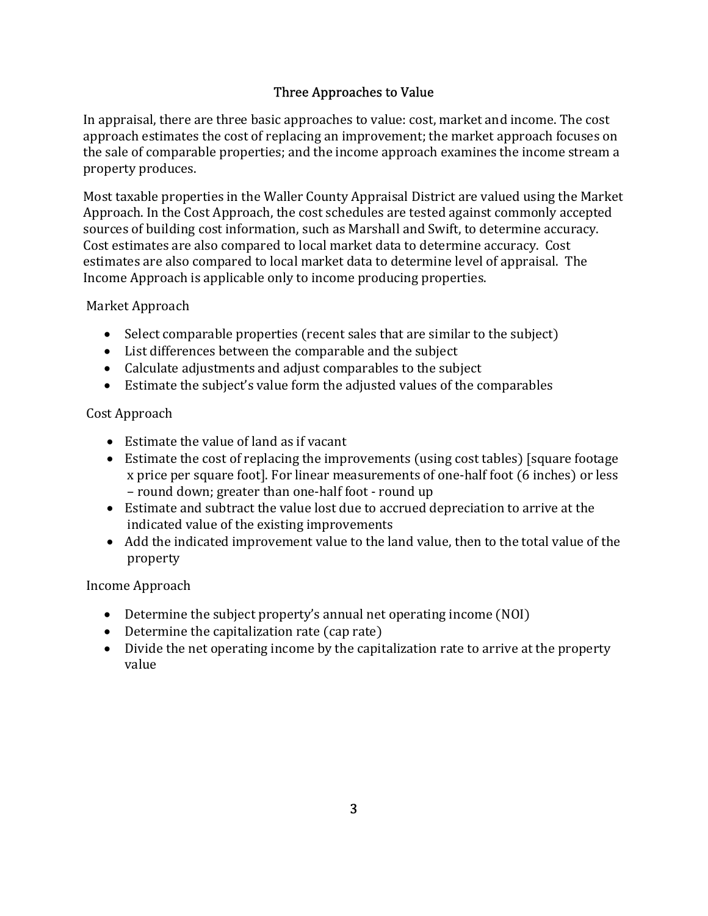## Three Approaches to Value

In appraisal, there are three basic approaches to value: cost, market and income. The cost approach estimates the cost of replacing an improvement; the market approach focuses on the sale of comparable properties; and the income approach examines the income stream a property produces.

Most taxable properties in the Waller County Appraisal District are valued using the Market Approach. In the Cost Approach, the cost schedules are tested against commonly accepted sources of building cost information, such as Marshall and Swift, to determine accuracy. Cost estimates are also compared to local market data to determine accuracy. Cost estimates are also compared to local market data to determine level of appraisal. The Income Approach is applicable only to income producing properties.

### Market Approach

- Select comparable properties (recent sales that are similar to the subject)
- List differences between the comparable and the subject
- Calculate adjustments and adjust comparables to the subject
- Estimate the subject's value form the adjusted values of the comparables

### Cost Approach

- Estimate the value of land as if vacant
- Estimate the cost of replacing the improvements (using cost tables) [square footage x price per square foot]. For linear measurements of one-half foot (6 inches) or less – round down; greater than one-half foot - round up
- Estimate and subtract the value lost due to accrued depreciation to arrive at the indicated value of the existing improvements
- Add the indicated improvement value to the land value, then to the total value of the property

### Income Approach

- Determine the subject property's annual net operating income (NOI)
- Determine the capitalization rate (cap rate)
- Divide the net operating income by the capitalization rate to arrive at the property value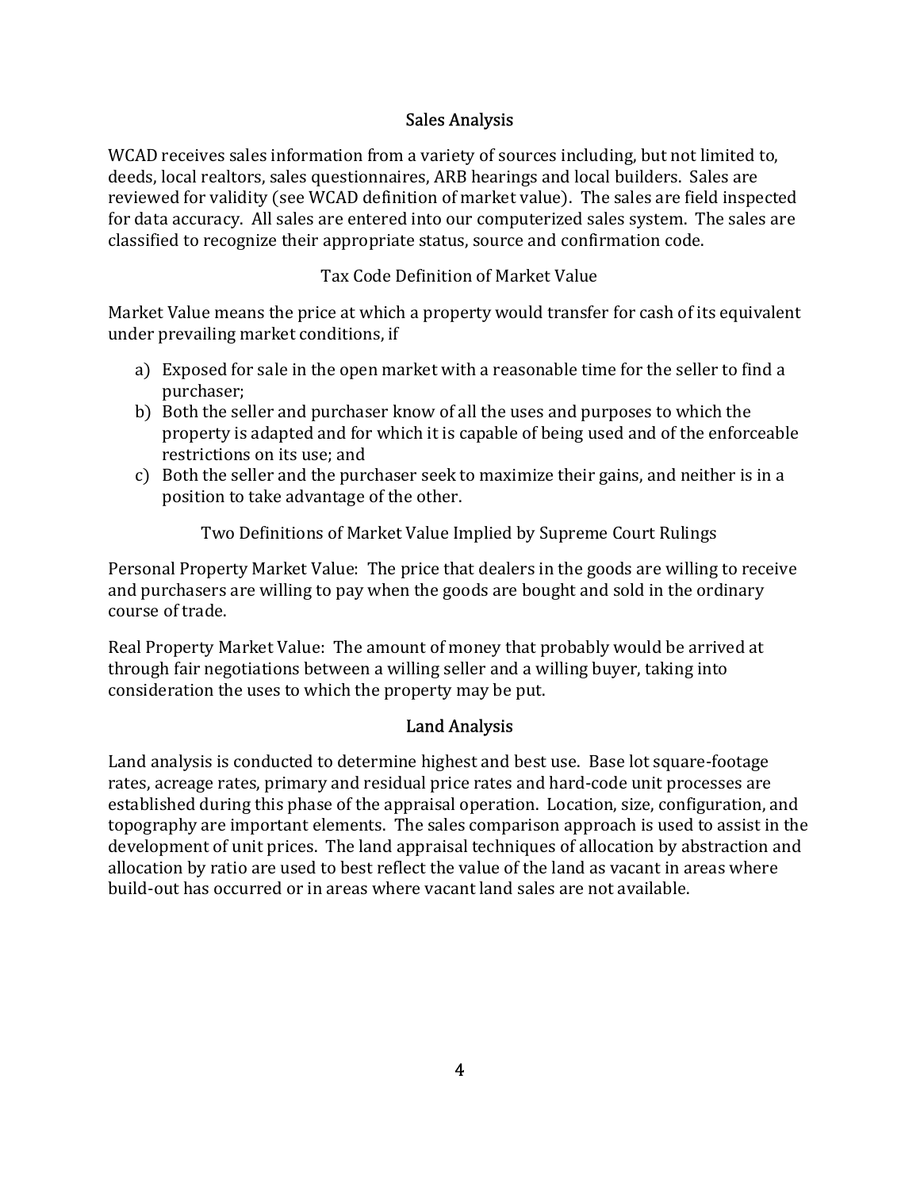## Sales Analysis

WCAD receives sales information from a variety of sources including, but not limited to, deeds, local realtors, sales questionnaires, ARB hearings and local builders. Sales are reviewed for validity (see WCAD definition of market value). The sales are field inspected for data accuracy. All sales are entered into our computerized sales system. The sales are classified to recognize their appropriate status, source and confirmation code.

### Tax Code Definition of Market Value

Market Value means the price at which a property would transfer for cash of its equivalent under prevailing market conditions, if

a) Exposed for sale in the open market with a reasonable time for the seller to find a purchaser;
b) Both the seller and purchaser know of all the uses and purposes to which the property is adapted and for which it is capable of being used and of the enforceable restrictions on its use; and
c) Both the seller and the purchaser seek to maximize their gains, and neither is in a position to take advantage of the other.

### Two Definitions of Market Value Implied by Supreme Court Rulings

Personal Property Market Value: The price that dealers in the goods are willing to receive and purchasers are willing to pay when the goods are bought and sold in the ordinary course of trade.

Real Property Market Value: The amount of money that probably would be arrived at through fair negotiations between a willing seller and a willing buyer, taking into consideration the uses to which the property may be put.

## Land Analysis

Land analysis is conducted to determine highest and best use. Base lot square-footage rates, acreage rates, primary and residual price rates and hard-code unit processes are established during this phase of the appraisal operation. Location, size, configuration, and topography are important elements. The sales comparison approach is used to assist in the development of unit prices. The land appraisal techniques of allocation by abstraction and allocation by ratio are used to best reflect the value of the land as vacant in areas where build-out has occurred or in areas where vacant land sales are not available.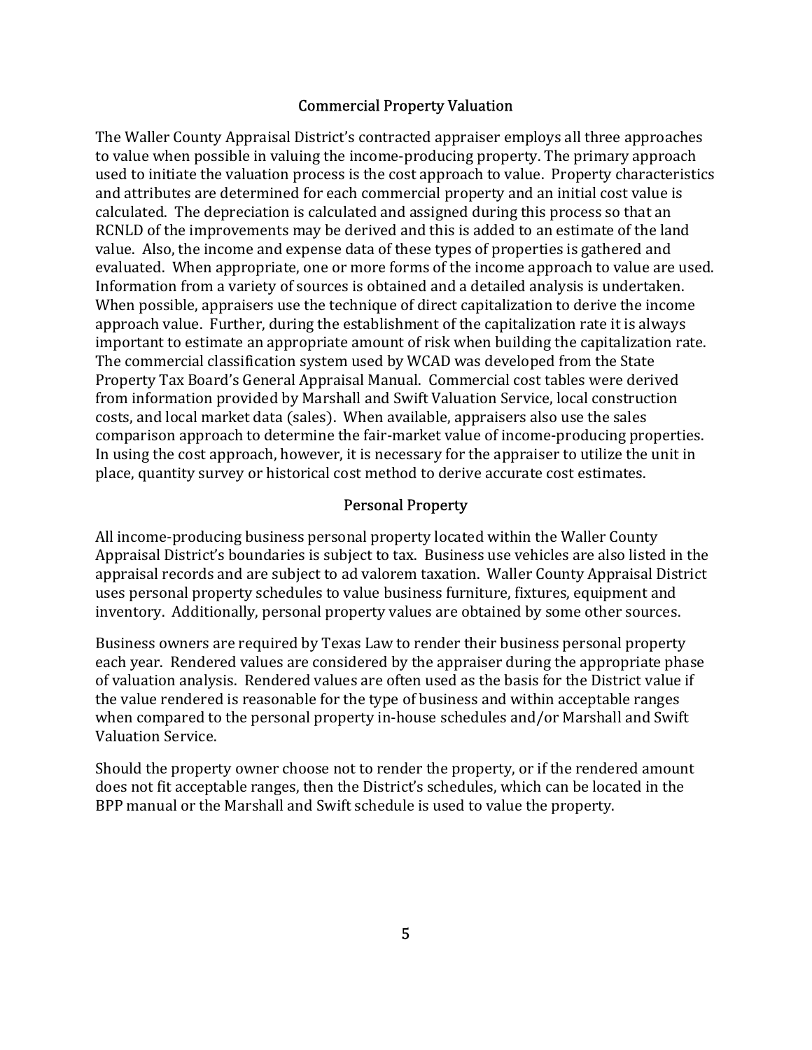## Commercial Property Valuation

The Waller County Appraisal District's contracted appraiser employs all three approaches to value when possible in valuing the income-producing property. The primary approach used to initiate the valuation process is the cost approach to value. Property characteristics and attributes are determined for each commercial property and an initial cost value is calculated. The depreciation is calculated and assigned during this process so that an RCNLD of the improvements may be derived and this is added to an estimate of the land value. Also, the income and expense data of these types of properties is gathered and evaluated. When appropriate, one or more forms of the income approach to value are used. Information from a variety of sources is obtained and a detailed analysis is undertaken. When possible, appraisers use the technique of direct capitalization to derive the income approach value. Further, during the establishment of the capitalization rate it is always important to estimate an appropriate amount of risk when building the capitalization rate. The commercial classification system used by WCAD was developed from the State Property Tax Board's General Appraisal Manual. Commercial cost tables were derived from information provided by Marshall and Swift Valuation Service, local construction costs, and local market data (sales). When available, appraisers also use the sales comparison approach to determine the fair-market value of income-producing properties. In using the cost approach, however, it is necessary for the appraiser to utilize the unit in place, quantity survey or historical cost method to derive accurate cost estimates.

## Personal Property

All income-producing business personal property located within the Waller County Appraisal District's boundaries is subject to tax. Business use vehicles are also listed in the appraisal records and are subject to ad valorem taxation. Waller County Appraisal District uses personal property schedules to value business furniture, fixtures, equipment and inventory. Additionally, personal property values are obtained by some other sources.

Business owners are required by Texas Law to render their business personal property each year. Rendered values are considered by the appraiser during the appropriate phase of valuation analysis. Rendered values are often used as the basis for the District value if the value rendered is reasonable for the type of business and within acceptable ranges when compared to the personal property in-house schedules and/or Marshall and Swift Valuation Service.

Should the property owner choose not to render the property, or if the rendered amount does not fit acceptable ranges, then the District's schedules, which can be located in the BPP manual or the Marshall and Swift schedule is used to value the property.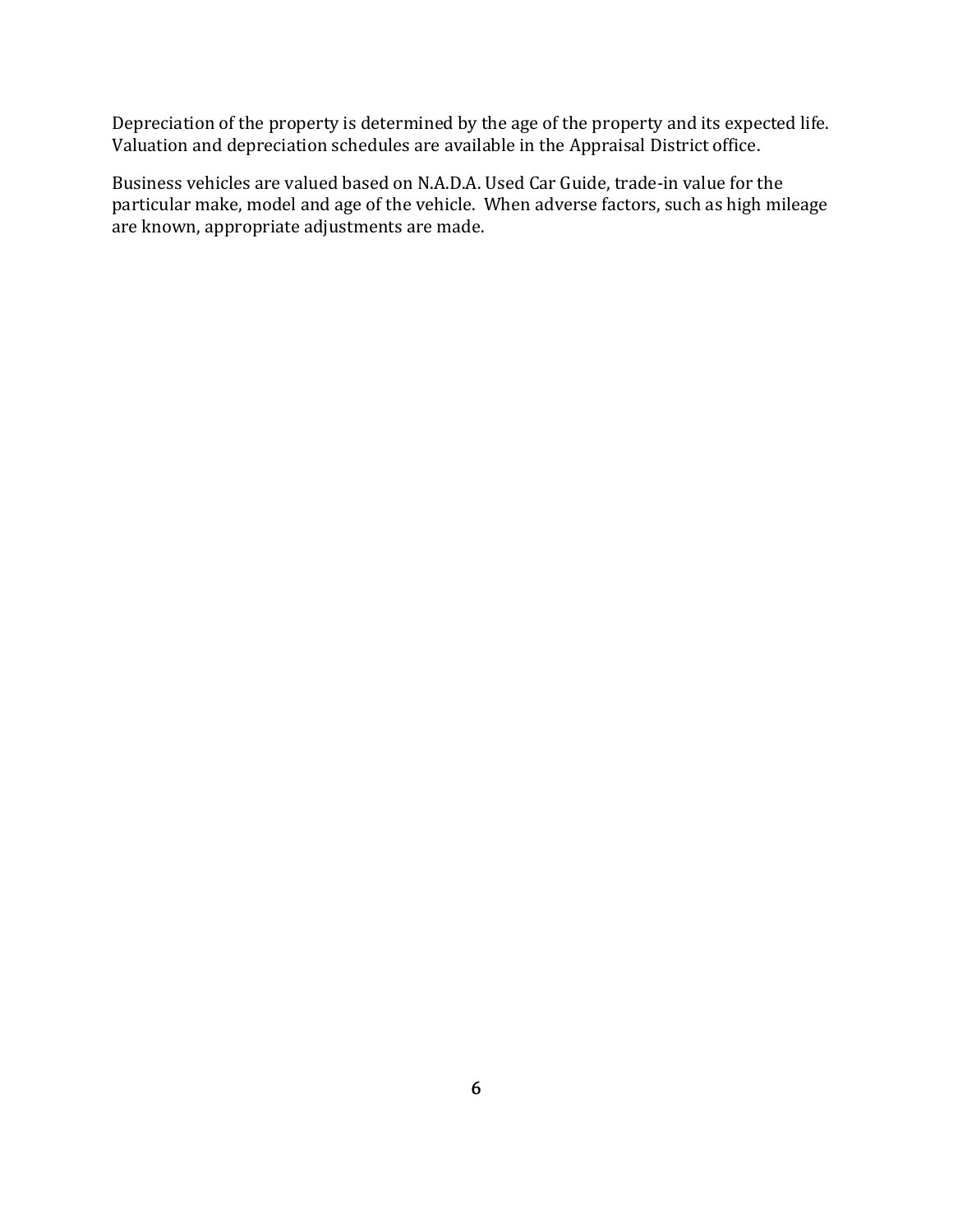Depreciation of the property is determined by the age of the property and its expected life. Valuation and depreciation schedules are available in the Appraisal District office.

Business vehicles are valued based on N.A.D.A. Used Car Guide, trade-in value for the particular make, model and age of the vehicle. When adverse factors, such as high mileage are known, appropriate adjustments are made.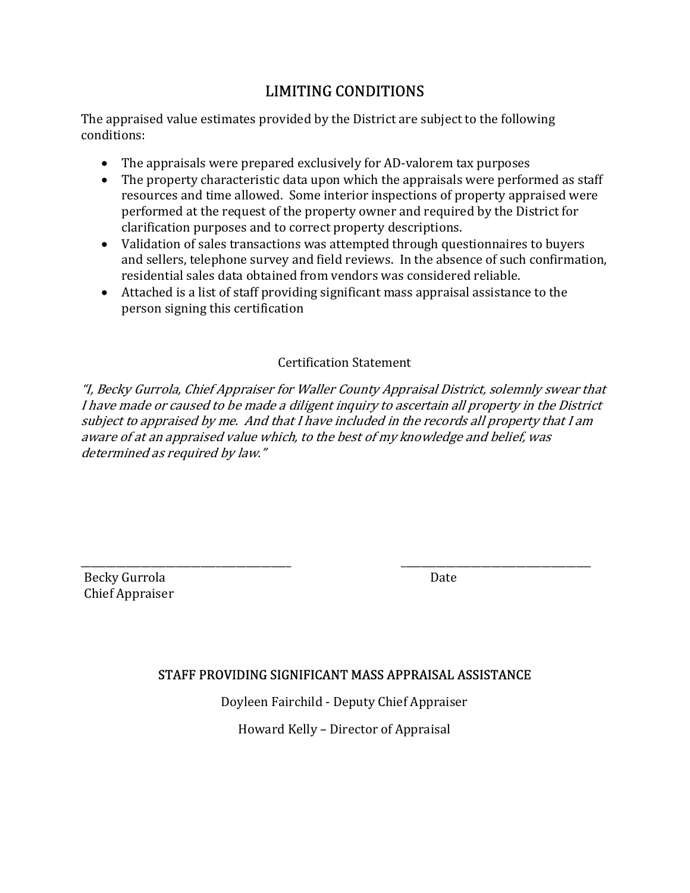## LIMITING CONDITIONS

The appraised value estimates provided by the District are subject to the following conditions:

- The appraisals were prepared exclusively for AD-valorem tax purposes
- The property characteristic data upon which the appraisals were performed as staff resources and time allowed. Some interior inspections of property appraised were performed at the request of the property owner and required by the District for clarification purposes and to correct property descriptions.
- Validation of sales transactions was attempted through questionnaires to buyers and sellers, telephone survey and field reviews. In the absence of such confirmation, residential sales data obtained from vendors was considered reliable.
- Attached is a list of staff providing significant mass appraisal assistance to the person signing this certification

Certification Statement

*"I, Becky Gurrola, Chief Appraiser for Waller County Appraisal District, solemnly swear that I have made or caused to be made a diligent inquiry to ascertain all property in the District subject to appraised by me. And that I have included in the records all property that I am aware of at an appraised value which, to the best of my knowledge and belief, was determined as required by law."*

\_\_\_\_\_\_\_\_\_\_\_\_\_\_\_\_\_\_\_\_\_\_\_\_\_\_\_\_\_\_\_\_\_\_\_\_\_\_\_\_\_\_ \_\_\_\_\_\_\_\_\_\_\_\_\_\_\_\_\_\_\_\_\_\_\_\_\_\_\_\_\_\_\_\_\_\_\_\_\_\_\_\_

Becky Gurrola
Chief Appraiser

Date

## STAFF PROVIDING SIGNIFICANT MASS APPRAISAL ASSISTANCE

Doyleen Fairchild - Deputy Chief Appraiser

Howard Kelly – Director of Appraisal